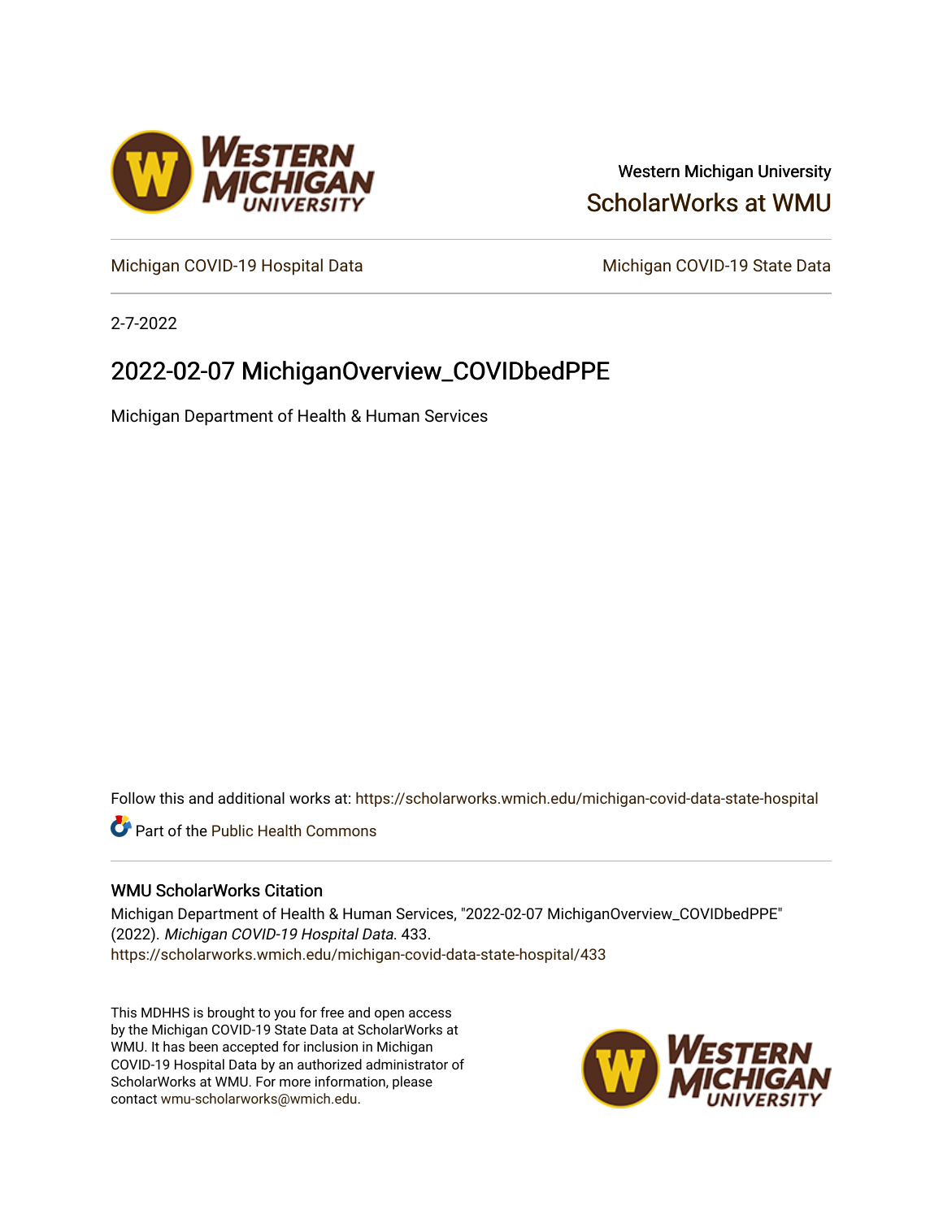Western Michigan University

ScholarWorks at WMU

Michigan COVID-19 Hospital Data | Michigan COVID-19 State Data

2-7-2022

# 2022-02-07 MichiganOverview_COVIDbedPPE

Michigan Department of Health & Human Services

Follow this and additional works at: https://scholarworks.wmich.edu/michigan-covid-data-state-hospital

Part of the Public Health Commons

## WMU ScholarWorks Citation

Michigan Department of Health & Human Services, "2022-02-07 MichiganOverview_COVIDbedPPE" (2022). *Michigan COVID-19 Hospital Data*. 433.
https://scholarworks.wmich.edu/michigan-covid-data-state-hospital/433

This MDHHS is brought to you for free and open access by the Michigan COVID-19 State Data at ScholarWorks at WMU. It has been accepted for inclusion in Michigan COVID-19 Hospital Data by an authorized administrator of ScholarWorks at WMU. For more information, please contact wmu-scholarworks@wmich.edu.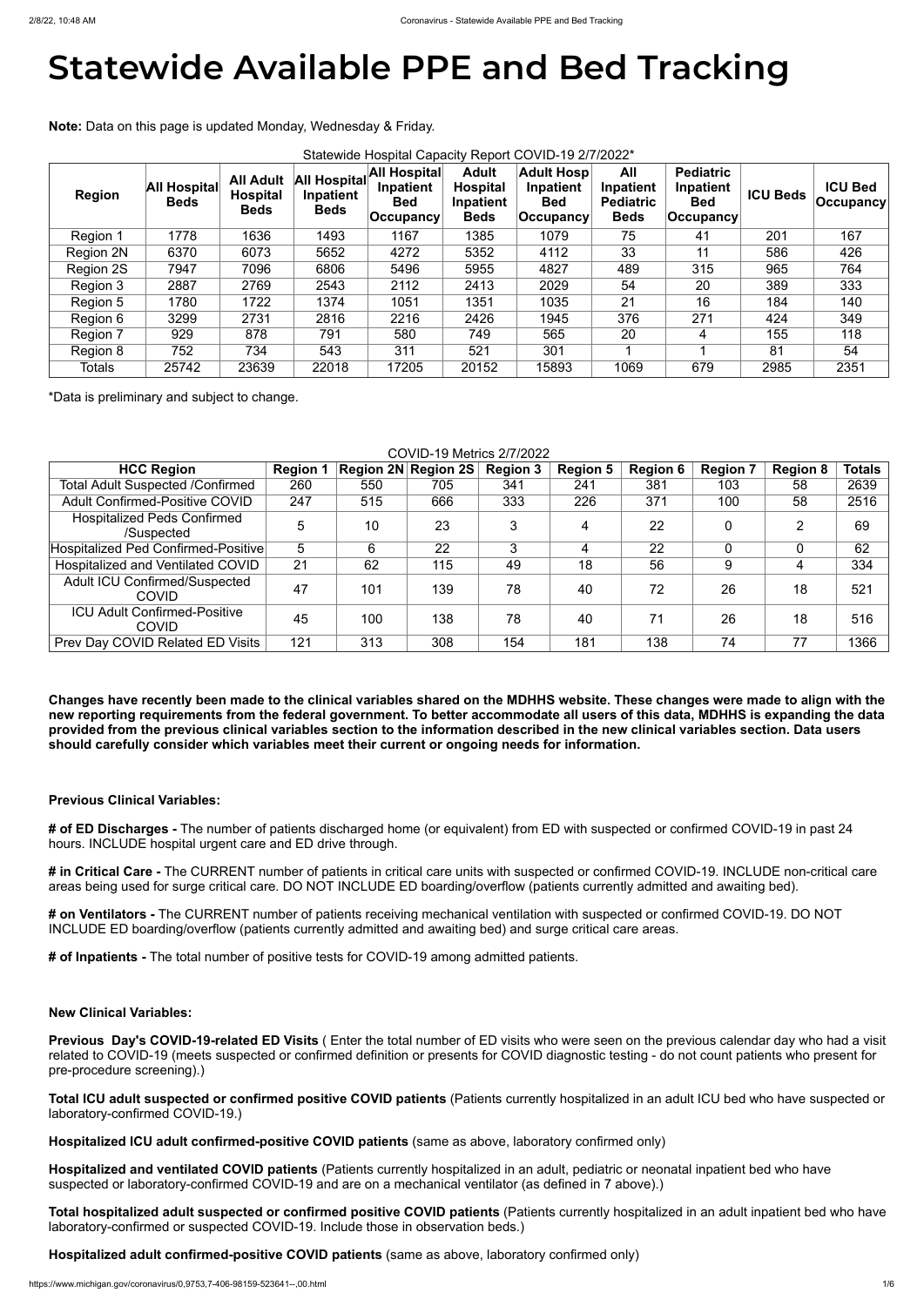# Statewide Available PPE and Bed Tracking

**Note:** Data on this page is updated Monday, Wednesday & Friday.

Statewide Hospital Capacity Report COVID-19 2/7/2022*

| Region | All Hospital Beds | All Adult Hospital Beds | All Hospital Inpatient Beds | All Hospital Inpatient Bed Occupancy | Adult Hospital Inpatient Beds | Adult Hosp Inpatient Bed Occupancy | All Inpatient Pediatric Beds | Pediatric Inpatient Bed Occupancy | ICU Beds | ICU Bed Occupancy |
|---|---|---|---|---|---|---|---|---|---|---|
| Region 1 | 1778 | 1636 | 1493 | 1167 | 1385 | 1079 | 75 | 41 | 201 | 167 |
| Region 2N | 6370 | 6073 | 5652 | 4272 | 5352 | 4112 | 33 | 11 | 586 | 426 |
| Region 2S | 7947 | 7096 | 6806 | 5496 | 5955 | 4827 | 489 | 315 | 965 | 764 |
| Region 3 | 2887 | 2769 | 2543 | 2112 | 2413 | 2029 | 54 | 20 | 389 | 333 |
| Region 5 | 1780 | 1722 | 1374 | 1051 | 1351 | 1035 | 21 | 16 | 184 | 140 |
| Region 6 | 3299 | 2731 | 2816 | 2216 | 2426 | 1945 | 376 | 271 | 424 | 349 |
| Region 7 | 929 | 878 | 791 | 580 | 749 | 565 | 20 | 4 | 155 | 118 |
| Region 8 | 752 | 734 | 543 | 311 | 521 | 301 | 1 | 1 | 81 | 54 |
| Totals | 25742 | 23639 | 22018 | 17205 | 20152 | 15893 | 1069 | 679 | 2985 | 2351 |

*Data is preliminary and subject to change.

COVID-19 Metrics 2/7/2022

| HCC Region | Region 1 | Region 2N | Region 2S | Region 3 | Region 5 | Region 6 | Region 7 | Region 8 | Totals |
|---|---|---|---|---|---|---|---|---|---|
| Total Adult Suspected /Confirmed | 260 | 550 | 705 | 341 | 241 | 381 | 103 | 58 | 2639 |
| Adult Confirmed-Positive COVID | 247 | 515 | 666 | 333 | 226 | 371 | 100 | 58 | 2516 |
| Hospitalized Peds Confirmed /Suspected | 5 | 10 | 23 | 3 | 4 | 22 | 0 | 2 | 69 |
| Hospitalized Ped Confirmed-Positive | 5 | 6 | 22 | 3 | 4 | 22 | 0 | 0 | 62 |
| Hospitalized and Ventilated COVID | 21 | 62 | 115 | 49 | 18 | 56 | 9 | 4 | 334 |
| Adult ICU Confirmed/Suspected COVID | 47 | 101 | 139 | 78 | 40 | 72 | 26 | 18 | 521 |
| ICU Adult Confirmed-Positive COVID | 45 | 100 | 138 | 78 | 40 | 71 | 26 | 18 | 516 |
| Prev Day COVID Related ED Visits | 121 | 313 | 308 | 154 | 181 | 138 | 74 | 77 | 1366 |

**Changes have recently been made to the clinical variables shared on the MDHHS website. These changes were made to align with the new reporting requirements from the federal government. To better accommodate all users of this data, MDHHS is expanding the data provided from the previous clinical variables section to the information described in the new clinical variables section. Data users should carefully consider which variables meet their current or ongoing needs for information.**

**Previous Clinical Variables:**

**# of ED Discharges -** The number of patients discharged home (or equivalent) from ED with suspected or confirmed COVID-19 in past 24 hours. INCLUDE hospital urgent care and ED drive through.

**# in Critical Care -** The CURRENT number of patients in critical care units with suspected or confirmed COVID-19. INCLUDE non-critical care areas being used for surge critical care. DO NOT INCLUDE ED boarding/overflow (patients currently admitted and awaiting bed).

**# on Ventilators -** The CURRENT number of patients receiving mechanical ventilation with suspected or confirmed COVID-19. DO NOT INCLUDE ED boarding/overflow (patients currently admitted and awaiting bed) and surge critical care areas.

**# of Inpatients -** The total number of positive tests for COVID-19 among admitted patients.

**New Clinical Variables:**

**Previous Day's COVID-19-related ED Visits** ( Enter the total number of ED visits who were seen on the previous calendar day who had a visit related to COVID-19 (meets suspected or confirmed definition or presents for COVID diagnostic testing - do not count patients who present for pre-procedure screening).)

**Total ICU adult suspected or confirmed positive COVID patients** (Patients currently hospitalized in an adult ICU bed who have suspected or laboratory-confirmed COVID-19.)

**Hospitalized ICU adult confirmed-positive COVID patients** (same as above, laboratory confirmed only)

**Hospitalized and ventilated COVID patients** (Patients currently hospitalized in an adult, pediatric or neonatal inpatient bed who have suspected or laboratory-confirmed COVID-19 and are on a mechanical ventilator (as defined in 7 above).)

**Total hospitalized adult suspected or confirmed positive COVID patients** (Patients currently hospitalized in an adult inpatient bed who have laboratory-confirmed or suspected COVID-19. Include those in observation beds.)

**Hospitalized adult confirmed-positive COVID patients** (same as above, laboratory confirmed only)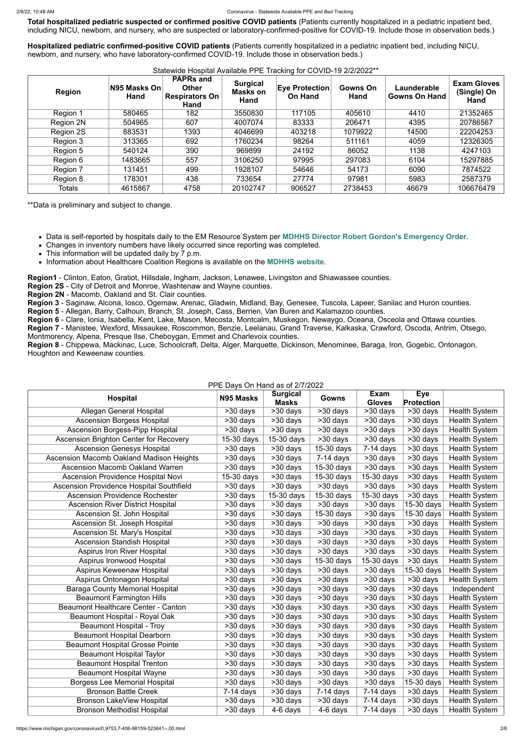**Total hospitalized pediatric suspected or confirmed positive COVID patients** (Patients currently hospitalized in a pediatric inpatient bed, including NICU, newborn, and nursery, who are suspected or laboratory-confirmed-positive for COVID-19. Include those in observation beds.)

**Hospitalized pediatric confirmed-positive COVID patients** (Patients currently hospitalized in a pediatric inpatient bed, including NICU, newborn, and nursery, who have laboratory-confirmed COVID-19. Include those in observation beds.)

Statewide Hospital Available PPE Tracking for COVID-19 2/2/2022**

| Region | N95 Masks On Hand | PAPRs and Other Respirators On Hand | Surgical Masks on Hand | Eye Protection On Hand | Gowns On Hand | Launderable Gowns On Hand | Exam Gloves (Single) On Hand |
|---|---|---|---|---|---|---|---|
| Region 1 | 580465 | 182 | 3550830 | 117105 | 405610 | 4410 | 21352465 |
| Region 2N | 504965 | 607 | 4007074 | 83333 | 206471 | 4395 | 20786567 |
| Region 2S | 883531 | 1393 | 4046699 | 403218 | 1079922 | 14500 | 22204253 |
| Region 3 | 313365 | 692 | 1760234 | 98264 | 511161 | 4059 | 12326305 |
| Region 5 | 540124 | 390 | 969899 | 24192 | 86052 | 1138 | 4247103 |
| Region 6 | 1483665 | 557 | 3106250 | 97995 | 297083 | 6104 | 15297885 |
| Region 7 | 131451 | 499 | 1928107 | 54646 | 54173 | 6090 | 7874522 |
| Region 8 | 178301 | 438 | 733654 | 27774 | 97981 | 5983 | 2587379 |
| Totals | 4615867 | 4758 | 20102747 | 906527 | 2738453 | 46679 | 106676479 |

**Data is preliminary and subject to change.

- Data is self-reported by hospitals daily to the EM Resource System per **MDHHS Director Robert Gordon's Emergency Order**.
- Changes in inventory numbers have likely occurred since reporting was completed.
- This information will be updated daily by 7 p.m.
- Information about Healthcare Coalition Regions is available on the **MDHHS website**.

**Region1** - Clinton, Eaton, Gratiot, Hillsdale, Ingham, Jackson, Lenawee, Livingston and Shiawassee counties.
**Region 2S** - City of Detroit and Monroe, Washtenaw and Wayne counties.
**Region 2N** - Macomb, Oakland and St. Clair counties.
**Region 3** - Saginaw, Alcona, Iosco, Ogemaw, Arenac, Gladwin, Midland, Bay, Genesee, Tuscola, Lapeer, Sanilac and Huron counties.
**Region 5** - Allegan, Barry, Calhoun, Branch, St. Joseph, Cass, Berrien, Van Buren and Kalamazoo counties.
**Region 6** - Clare, Ionia, Isabella, Kent, Lake, Mason, Mecosta, Montcalm, Muskegon, Newaygo, Oceana, Osceola and Ottawa counties.
**Region 7** - Manistee, Wexford, Missaukee, Roscommon, Benzie, Leelanau, Grand Traverse, Kalkaska, Crawford, Oscoda, Antrim, Otsego, Montmorency, Alpena, Presque Ilse, Cheboygan, Emmet and Charlevoix counties.
**Region 8** - Chippewa, Mackinac, Luce, Schoolcraft, Delta, Alger, Marquette, Dickinson, Menominee, Baraga, Iron, Gogebic, Ontonagon, Houghton and Keweenaw counties.

PPE Days On Hand as of 2/7/2022

| Hospital | N95 Masks | Surgical Masks | Gowns | Exam Gloves | Eye Protection | |
|---|---|---|---|---|---|---|
| Allegan General Hospital | >30 days | >30 days | >30 days | >30 days | >30 days | Health System |
| Ascension Borgess Hospital | >30 days | >30 days | >30 days | >30 days | >30 days | Health System |
| Ascension Borgess-Pipp Hospital | >30 days | >30 days | >30 days | >30 days | >30 days | Health System |
| Ascension Brighton Center for Recovery | 15-30 days | 15-30 days | >30 days | >30 days | >30 days | Health System |
| Ascension Genesys Hospital | >30 days | >30 days | 15-30 days | 7-14 days | >30 days | Health System |
| Ascension Macomb Oakland Madison Heights | >30 days | >30 days | 7-14 days | >30 days | >30 days | Health System |
| Ascension Macomb Oakland Warren | >30 days | >30 days | 15-30 days | >30 days | >30 days | Health System |
| Ascension Providence Hospital Novi | 15-30 days | >30 days | 15-30 days | 15-30 days | >30 days | Health System |
| Ascension Providence Hospital Southfield | >30 days | >30 days | >30 days | >30 days | >30 days | Health System |
| Ascension Providence Rochester | >30 days | 15-30 days | 15-30 days | 15-30 days | >30 days | Health System |
| Ascension River District Hospital | >30 days | >30 days | >30 days | >30 days | 15-30 days | Health System |
| Ascension St. John Hospital | >30 days | >30 days | 15-30 days | >30 days | 15-30 days | Health System |
| Ascension St. Joseph Hospital | >30 days | >30 days | >30 days | >30 days | >30 days | Health System |
| Ascension St. Mary's Hospital | >30 days | >30 days | >30 days | >30 days | >30 days | Health System |
| Ascension Standish Hospital | >30 days | >30 days | >30 days | >30 days | >30 days | Health System |
| Aspirus Iron River Hospital | >30 days | >30 days | >30 days | >30 days | >30 days | Health System |
| Aspirus Ironwood Hospital | >30 days | >30 days | 15-30 days | 15-30 days | >30 days | Health System |
| Aspirus Keweenaw Hospital | >30 days | >30 days | >30 days | >30 days | 15-30 days | Health System |
| Aspirus Ontonagon Hospital | >30 days | >30 days | >30 days | >30 days | >30 days | Health System |
| Baraga County Memorial Hospital | >30 days | >30 days | >30 days | >30 days | >30 days | Independent |
| Beaumont Farmington Hills | >30 days | >30 days | >30 days | >30 days | >30 days | Health System |
| Beaumont Healthcare Center - Canton | >30 days | >30 days | >30 days | >30 days | >30 days | Health System |
| Beaumont Hospital - Royal Oak | >30 days | >30 days | >30 days | >30 days | >30 days | Health System |
| Beaumont Hospital - Troy | >30 days | >30 days | >30 days | >30 days | >30 days | Health System |
| Beaumont Hospital Dearborn | >30 days | >30 days | >30 days | >30 days | >30 days | Health System |
| Beaumont Hospital Grosse Pointe | >30 days | >30 days | >30 days | >30 days | >30 days | Health System |
| Beaumont Hospital Taylor | >30 days | >30 days | >30 days | >30 days | >30 days | Health System |
| Beaumont Hospital Trenton | >30 days | >30 days | >30 days | >30 days | >30 days | Health System |
| Beaumont Hospital Wayne | >30 days | >30 days | >30 days | >30 days | >30 days | Health System |
| Borgess Lee Memorial Hospital | >30 days | >30 days | >30 days | >30 days | 15-30 days | Health System |
| Bronson Battle Creek | 7-14 days | >30 days | 7-14 days | 7-14 days | >30 days | Health System |
| Bronson LakeView Hospital | >30 days | >30 days | >30 days | 7-14 days | >30 days | Health System |
| Bronson Methodist Hospital | >30 days | 4-6 days | 4-6 days | 7-14 days | >30 days | Health System |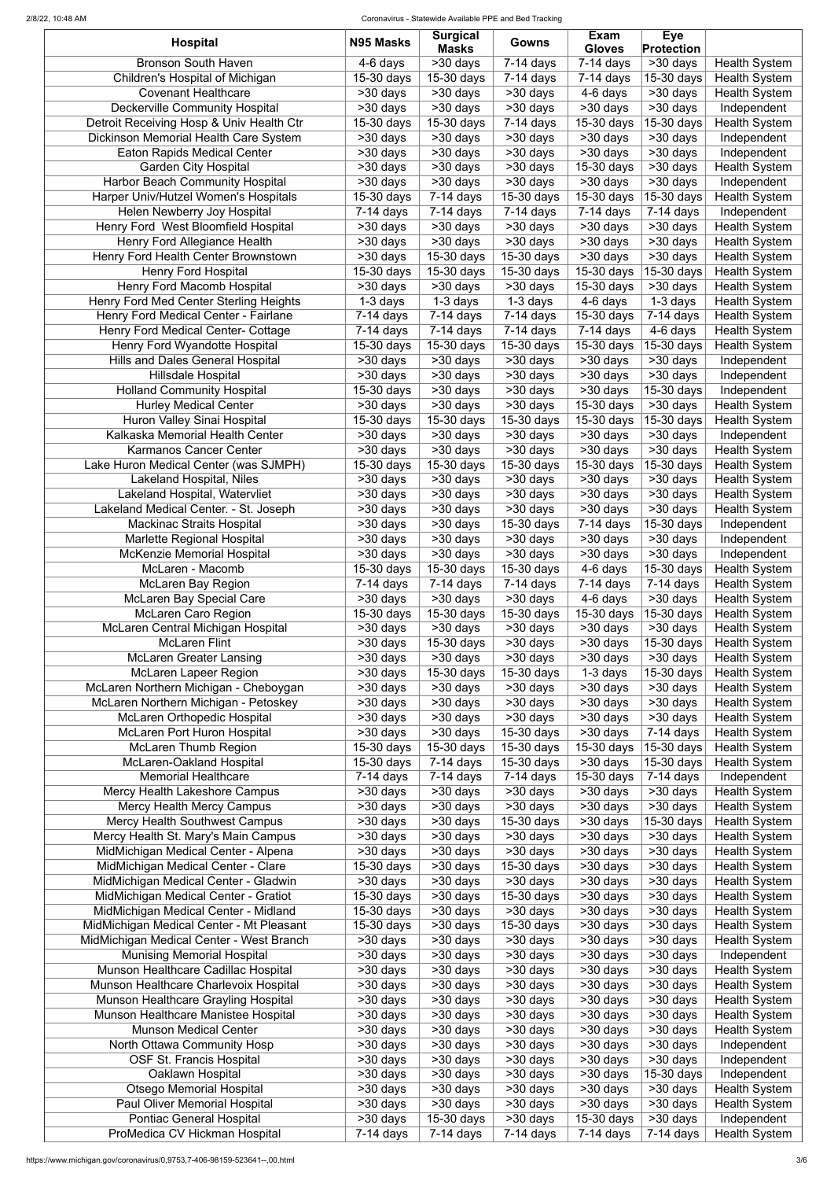| Hospital | N95 Masks | Surgical Masks | Gowns | Exam Gloves | Eye Protection | |
|---|---|---|---|---|---|---|
| Bronson South Haven | 4-6 days | >30 days | 7-14 days | 7-14 days | >30 days | Health System |
| Children's Hospital of Michigan | 15-30 days | 15-30 days | 7-14 days | 7-14 days | 15-30 days | Health System |
| Covenant Healthcare | >30 days | >30 days | >30 days | 4-6 days | >30 days | Health System |
| Deckerville Community Hospital | >30 days | >30 days | >30 days | >30 days | >30 days | Independent |
| Detroit Receiving Hosp & Univ Health Ctr | 15-30 days | 15-30 days | 7-14 days | 15-30 days | 15-30 days | Health System |
| Dickinson Memorial Health Care System | >30 days | >30 days | >30 days | >30 days | >30 days | Independent |
| Eaton Rapids Medical Center | >30 days | >30 days | >30 days | >30 days | >30 days | Independent |
| Garden City Hospital | >30 days | >30 days | >30 days | 15-30 days | >30 days | Health System |
| Harbor Beach Community Hospital | >30 days | >30 days | >30 days | >30 days | >30 days | Independent |
| Harper Univ/Hutzel Women's Hospitals | 15-30 days | 7-14 days | 15-30 days | 15-30 days | 15-30 days | Health System |
| Helen Newberry Joy Hospital | 7-14 days | 7-14 days | 7-14 days | 7-14 days | 7-14 days | Independent |
| Henry Ford West Bloomfield Hospital | >30 days | >30 days | >30 days | >30 days | >30 days | Health System |
| Henry Ford Allegiance Health | >30 days | >30 days | >30 days | >30 days | >30 days | Health System |
| Henry Ford Health Center Brownstown | >30 days | 15-30 days | 15-30 days | >30 days | >30 days | Health System |
| Henry Ford Hospital | 15-30 days | 15-30 days | 15-30 days | 15-30 days | 15-30 days | Health System |
| Henry Ford Macomb Hospital | >30 days | >30 days | >30 days | 15-30 days | >30 days | Health System |
| Henry Ford Med Center Sterling Heights | 1-3 days | 1-3 days | 1-3 days | 4-6 days | 1-3 days | Health System |
| Henry Ford Medical Center - Fairlane | 7-14 days | 7-14 days | 7-14 days | 15-30 days | 7-14 days | Health System |
| Henry Ford Medical Center- Cottage | 7-14 days | 7-14 days | 7-14 days | 7-14 days | 4-6 days | Health System |
| Henry Ford Wyandotte Hospital | 15-30 days | 15-30 days | 15-30 days | 15-30 days | 15-30 days | Health System |
| Hills and Dales General Hospital | >30 days | >30 days | >30 days | >30 days | >30 days | Independent |
| Hillsdale Hospital | >30 days | >30 days | >30 days | >30 days | >30 days | Independent |
| Holland Community Hospital | 15-30 days | >30 days | >30 days | >30 days | 15-30 days | Independent |
| Hurley Medical Center | >30 days | >30 days | >30 days | 15-30 days | >30 days | Health System |
| Huron Valley Sinai Hospital | 15-30 days | 15-30 days | 15-30 days | 15-30 days | 15-30 days | Health System |
| Kalkaska Memorial Health Center | >30 days | >30 days | >30 days | >30 days | >30 days | Independent |
| Karmanos Cancer Center | >30 days | >30 days | >30 days | >30 days | >30 days | Health System |
| Lake Huron Medical Center (was SJMPH) | 15-30 days | 15-30 days | 15-30 days | 15-30 days | 15-30 days | Health System |
| Lakeland Hospital, Niles | >30 days | >30 days | >30 days | >30 days | >30 days | Health System |
| Lakeland Hospital, Watervliet | >30 days | >30 days | >30 days | >30 days | >30 days | Health System |
| Lakeland Medical Center. - St. Joseph | >30 days | >30 days | >30 days | >30 days | >30 days | Health System |
| Mackinac Straits Hospital | >30 days | >30 days | 15-30 days | 7-14 days | 15-30 days | Independent |
| Marlette Regional Hospital | >30 days | >30 days | >30 days | >30 days | >30 days | Independent |
| McKenzie Memorial Hospital | >30 days | >30 days | >30 days | >30 days | >30 days | Independent |
| McLaren - Macomb | 15-30 days | 15-30 days | 15-30 days | 4-6 days | 15-30 days | Health System |
| McLaren Bay Region | 7-14 days | 7-14 days | 7-14 days | 7-14 days | 7-14 days | Health System |
| McLaren Bay Special Care | >30 days | >30 days | >30 days | 4-6 days | >30 days | Health System |
| McLaren Caro Region | 15-30 days | 15-30 days | 15-30 days | 15-30 days | 15-30 days | Health System |
| McLaren Central Michigan Hospital | >30 days | >30 days | >30 days | >30 days | >30 days | Health System |
| McLaren Flint | >30 days | 15-30 days | >30 days | >30 days | 15-30 days | Health System |
| McLaren Greater Lansing | >30 days | >30 days | >30 days | >30 days | >30 days | Health System |
| McLaren Lapeer Region | >30 days | 15-30 days | 15-30 days | 1-3 days | 15-30 days | Health System |
| McLaren Northern Michigan - Cheboygan | >30 days | >30 days | >30 days | >30 days | >30 days | Health System |
| McLaren Northern Michigan - Petoskey | >30 days | >30 days | >30 days | >30 days | >30 days | Health System |
| McLaren Orthopedic Hospital | >30 days | >30 days | >30 days | >30 days | >30 days | Health System |
| McLaren Port Huron Hospital | >30 days | >30 days | 15-30 days | >30 days | 7-14 days | Health System |
| McLaren Thumb Region | 15-30 days | 15-30 days | 15-30 days | 15-30 days | 15-30 days | Health System |
| McLaren-Oakland Hospital | 15-30 days | 7-14 days | 15-30 days | >30 days | 15-30 days | Health System |
| Memorial Healthcare | 7-14 days | 7-14 days | 7-14 days | 15-30 days | 7-14 days | Independent |
| Mercy Health Lakeshore Campus | >30 days | >30 days | >30 days | >30 days | >30 days | Health System |
| Mercy Health Mercy Campus | >30 days | >30 days | >30 days | >30 days | >30 days | Health System |
| Mercy Health Southwest Campus | >30 days | >30 days | 15-30 days | >30 days | 15-30 days | Health System |
| Mercy Health St. Mary's Main Campus | >30 days | >30 days | >30 days | >30 days | >30 days | Health System |
| MidMichigan Medical Center - Alpena | >30 days | >30 days | >30 days | >30 days | >30 days | Health System |
| MidMichigan Medical Center - Clare | 15-30 days | >30 days | 15-30 days | >30 days | >30 days | Health System |
| MidMichigan Medical Center - Gladwin | >30 days | >30 days | >30 days | >30 days | >30 days | Health System |
| MidMichigan Medical Center - Gratiot | 15-30 days | >30 days | 15-30 days | >30 days | >30 days | Health System |
| MidMichigan Medical Center - Midland | 15-30 days | >30 days | >30 days | >30 days | >30 days | Health System |
| MidMichigan Medical Center - Mt Pleasant | 15-30 days | >30 days | 15-30 days | >30 days | >30 days | Health System |
| MidMichigan Medical Center - West Branch | >30 days | >30 days | >30 days | >30 days | >30 days | Health System |
| Munising Memorial Hospital | >30 days | >30 days | >30 days | >30 days | >30 days | Independent |
| Munson Healthcare Cadillac Hospital | >30 days | >30 days | >30 days | >30 days | >30 days | Health System |
| Munson Healthcare Charlevoix Hospital | >30 days | >30 days | >30 days | >30 days | >30 days | Health System |
| Munson Healthcare Grayling Hospital | >30 days | >30 days | >30 days | >30 days | >30 days | Health System |
| Munson Healthcare Manistee Hospital | >30 days | >30 days | >30 days | >30 days | >30 days | Health System |
| Munson Medical Center | >30 days | >30 days | >30 days | >30 days | >30 days | Health System |
| North Ottawa Community Hosp | >30 days | >30 days | >30 days | >30 days | >30 days | Independent |
| OSF St. Francis Hospital | >30 days | >30 days | >30 days | >30 days | >30 days | Independent |
| Oaklawn Hospital | >30 days | >30 days | >30 days | >30 days | 15-30 days | Independent |
| Otsego Memorial Hospital | >30 days | >30 days | >30 days | >30 days | >30 days | Health System |
| Paul Oliver Memorial Hospital | >30 days | >30 days | >30 days | >30 days | >30 days | Health System |
| Pontiac General Hospital | >30 days | 15-30 days | >30 days | 15-30 days | >30 days | Independent |
| ProMedica CV Hickman Hospital | 7-14 days | 7-14 days | 7-14 days | 7-14 days | 7-14 days | Health System |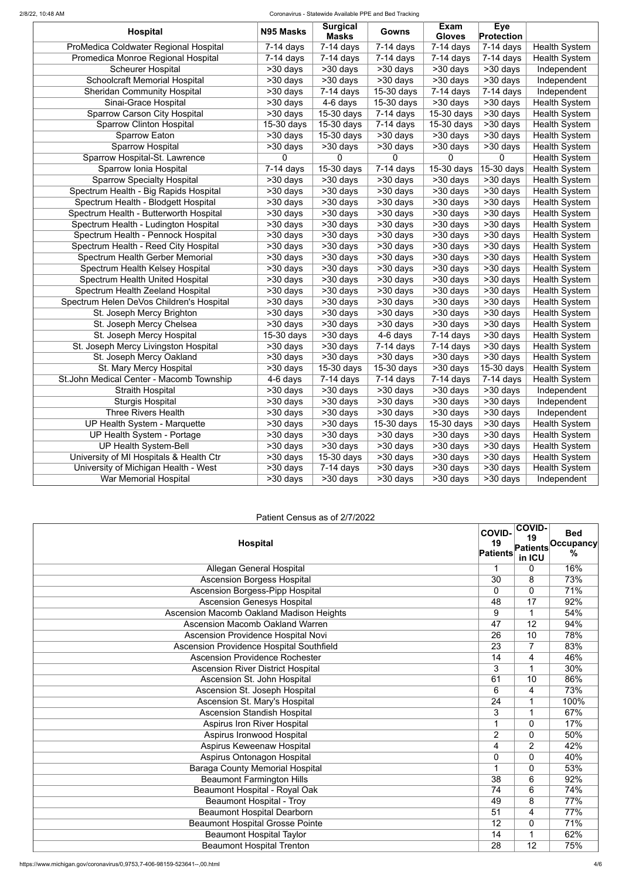| Hospital | N95 Masks | Surgical Masks | Gowns | Exam Gloves | Eye Protection | |
|---|---|---|---|---|---|---|
| ProMedica Coldwater Regional Hospital | 7-14 days | 7-14 days | 7-14 days | 7-14 days | 7-14 days | Health System |
| Promedica Monroe Regional Hospital | 7-14 days | 7-14 days | 7-14 days | 7-14 days | 7-14 days | Health System |
| Scheurer Hospital | >30 days | >30 days | >30 days | >30 days | >30 days | Independent |
| Schoolcraft Memorial Hospital | >30 days | >30 days | >30 days | >30 days | >30 days | Independent |
| Sheridan Community Hospital | >30 days | 7-14 days | 15-30 days | 7-14 days | 7-14 days | Independent |
| Sinai-Grace Hospital | >30 days | 4-6 days | 15-30 days | >30 days | >30 days | Health System |
| Sparrow Carson City Hospital | >30 days | 15-30 days | 7-14 days | 15-30 days | >30 days | Health System |
| Sparrow Clinton Hospital | 15-30 days | 15-30 days | 7-14 days | 15-30 days | >30 days | Health System |
| Sparrow Eaton | >30 days | 15-30 days | >30 days | >30 days | >30 days | Health System |
| Sparrow Hospital | >30 days | >30 days | >30 days | >30 days | >30 days | Health System |
| Sparrow Hospital-St. Lawrence | 0 | 0 | 0 | 0 | 0 | Health System |
| Sparrow Ionia Hospital | 7-14 days | 15-30 days | 7-14 days | 15-30 days | 15-30 days | Health System |
| Sparrow Specialty Hospital | >30 days | >30 days | >30 days | >30 days | >30 days | Health System |
| Spectrum Health - Big Rapids Hospital | >30 days | >30 days | >30 days | >30 days | >30 days | Health System |
| Spectrum Health - Blodgett Hospital | >30 days | >30 days | >30 days | >30 days | >30 days | Health System |
| Spectrum Health - Butterworth Hospital | >30 days | >30 days | >30 days | >30 days | >30 days | Health System |
| Spectrum Health - Ludington Hospital | >30 days | >30 days | >30 days | >30 days | >30 days | Health System |
| Spectrum Health - Pennock Hospital | >30 days | >30 days | >30 days | >30 days | >30 days | Health System |
| Spectrum Health - Reed City Hospital | >30 days | >30 days | >30 days | >30 days | >30 days | Health System |
| Spectrum Health Gerber Memorial | >30 days | >30 days | >30 days | >30 days | >30 days | Health System |
| Spectrum Health Kelsey Hospital | >30 days | >30 days | >30 days | >30 days | >30 days | Health System |
| Spectrum Health United Hospital | >30 days | >30 days | >30 days | >30 days | >30 days | Health System |
| Spectrum Health Zeeland Hospital | >30 days | >30 days | >30 days | >30 days | >30 days | Health System |
| Spectrum Helen DeVos Children's Hospital | >30 days | >30 days | >30 days | >30 days | >30 days | Health System |
| St. Joseph Mercy Brighton | >30 days | >30 days | >30 days | >30 days | >30 days | Health System |
| St. Joseph Mercy Chelsea | >30 days | >30 days | >30 days | >30 days | >30 days | Health System |
| St. Joseph Mercy Hospital | 15-30 days | >30 days | 4-6 days | 7-14 days | >30 days | Health System |
| St. Joseph Mercy Livingston Hospital | >30 days | >30 days | 7-14 days | 7-14 days | >30 days | Health System |
| St. Joseph Mercy Oakland | >30 days | >30 days | >30 days | >30 days | >30 days | Health System |
| St. Mary Mercy Hospital | >30 days | 15-30 days | 15-30 days | >30 days | 15-30 days | Health System |
| St.John Medical Center - Macomb Township | 4-6 days | 7-14 days | 7-14 days | 7-14 days | 7-14 days | Health System |
| Straith Hospital | >30 days | >30 days | >30 days | >30 days | >30 days | Independent |
| Sturgis Hospital | >30 days | >30 days | >30 days | >30 days | >30 days | Independent |
| Three Rivers Health | >30 days | >30 days | >30 days | >30 days | >30 days | Independent |
| UP Health System - Marquette | >30 days | >30 days | 15-30 days | 15-30 days | >30 days | Health System |
| UP Health System - Portage | >30 days | >30 days | >30 days | >30 days | >30 days | Health System |
| UP Health System-Bell | >30 days | >30 days | >30 days | >30 days | >30 days | Health System |
| University of MI Hospitals & Health Ctr | >30 days | 15-30 days | >30 days | >30 days | >30 days | Health System |
| University of Michigan Health - West | >30 days | 7-14 days | >30 days | >30 days | >30 days | Health System |
| War Memorial Hospital | >30 days | >30 days | >30 days | >30 days | >30 days | Independent |

Patient Census as of 2/7/2022

| Hospital | COVID-19 Patients | COVID-19 Patients in ICU | Bed Occupancy % |
|---|---|---|---|
| Allegan General Hospital | 1 | 0 | 16% |
| Ascension Borgess Hospital | 30 | 8 | 73% |
| Ascension Borgess-Pipp Hospital | 0 | 0 | 71% |
| Ascension Genesys Hospital | 48 | 17 | 92% |
| Ascension Macomb Oakland Madison Heights | 9 | 1 | 54% |
| Ascension Macomb Oakland Warren | 47 | 12 | 94% |
| Ascension Providence Hospital Novi | 26 | 10 | 78% |
| Ascension Providence Hospital Southfield | 23 | 7 | 83% |
| Ascension Providence Rochester | 14 | 4 | 46% |
| Ascension River District Hospital | 3 | 1 | 30% |
| Ascension St. John Hospital | 61 | 10 | 86% |
| Ascension St. Joseph Hospital | 6 | 4 | 73% |
| Ascension St. Mary's Hospital | 24 | 1 | 100% |
| Ascension Standish Hospital | 3 | 1 | 67% |
| Aspirus Iron River Hospital | 1 | 0 | 17% |
| Aspirus Ironwood Hospital | 2 | 0 | 50% |
| Aspirus Keweenaw Hospital | 4 | 2 | 42% |
| Aspirus Ontonagon Hospital | 0 | 0 | 40% |
| Baraga County Memorial Hospital | 1 | 0 | 53% |
| Beaumont Farmington Hills | 38 | 6 | 92% |
| Beaumont Hospital - Royal Oak | 74 | 6 | 74% |
| Beaumont Hospital - Troy | 49 | 8 | 77% |
| Beaumont Hospital Dearborn | 51 | 4 | 77% |
| Beaumont Hospital Grosse Pointe | 12 | 0 | 71% |
| Beaumont Hospital Taylor | 14 | 1 | 62% |
| Beaumont Hospital Trenton | 28 | 12 | 75% |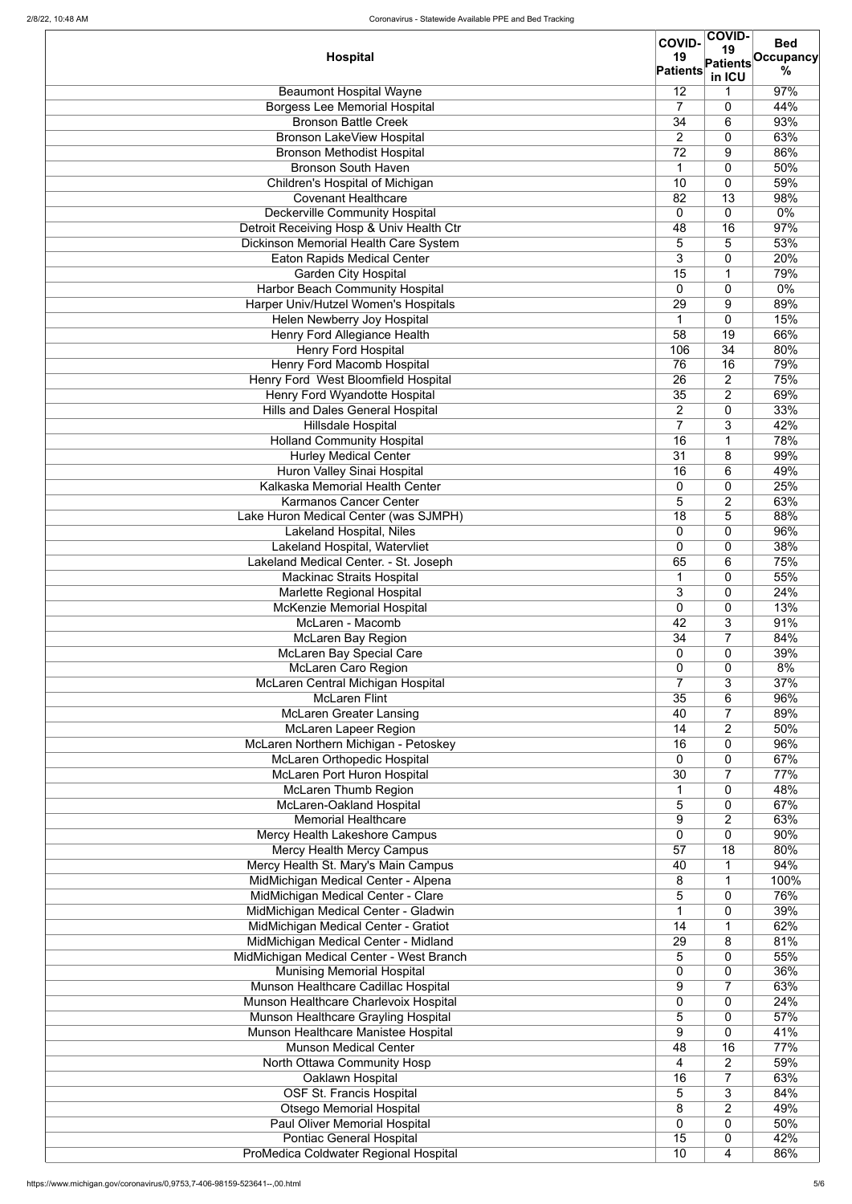| Hospital | COVID-19 Patients | COVID-19 Patients in ICU | Bed Occupancy % |
|---|---|---|---|
| Beaumont Hospital Wayne | 12 | 1 | 97% |
| Borgess Lee Memorial Hospital | 7 | 0 | 44% |
| Bronson Battle Creek | 34 | 6 | 93% |
| Bronson LakeView Hospital | 2 | 0 | 63% |
| Bronson Methodist Hospital | 72 | 9 | 86% |
| Bronson South Haven | 1 | 0 | 50% |
| Children's Hospital of Michigan | 10 | 0 | 59% |
| Covenant Healthcare | 82 | 13 | 98% |
| Deckerville Community Hospital | 0 | 0 | 0% |
| Detroit Receiving Hosp & Univ Health Ctr | 48 | 16 | 97% |
| Dickinson Memorial Health Care System | 5 | 5 | 53% |
| Eaton Rapids Medical Center | 3 | 0 | 20% |
| Garden City Hospital | 15 | 1 | 79% |
| Harbor Beach Community Hospital | 0 | 0 | 0% |
| Harper Univ/Hutzel Women's Hospitals | 29 | 9 | 89% |
| Helen Newberry Joy Hospital | 1 | 0 | 15% |
| Henry Ford Allegiance Health | 58 | 19 | 66% |
| Henry Ford Hospital | 106 | 34 | 80% |
| Henry Ford Macomb Hospital | 76 | 16 | 79% |
| Henry Ford  West Bloomfield Hospital | 26 | 2 | 75% |
| Henry Ford Wyandotte Hospital | 35 | 2 | 69% |
| Hills and Dales General Hospital | 2 | 0 | 33% |
| Hillsdale Hospital | 7 | 3 | 42% |
| Holland Community Hospital | 16 | 1 | 78% |
| Hurley Medical Center | 31 | 8 | 99% |
| Huron Valley Sinai Hospital | 16 | 6 | 49% |
| Kalkaska Memorial Health Center | 0 | 0 | 25% |
| Karmanos Cancer Center | 5 | 2 | 63% |
| Lake Huron Medical Center (was SJMPH) | 18 | 5 | 88% |
| Lakeland Hospital, Niles | 0 | 0 | 96% |
| Lakeland Hospital, Watervliet | 0 | 0 | 38% |
| Lakeland Medical Center. - St. Joseph | 65 | 6 | 75% |
| Mackinac Straits Hospital | 1 | 0 | 55% |
| Marlette Regional Hospital | 3 | 0 | 24% |
| McKenzie Memorial Hospital | 0 | 0 | 13% |
| McLaren - Macomb | 42 | 3 | 91% |
| McLaren Bay Region | 34 | 7 | 84% |
| McLaren Bay Special Care | 0 | 0 | 39% |
| McLaren Caro Region | 0 | 0 | 8% |
| McLaren Central Michigan Hospital | 7 | 3 | 37% |
| McLaren Flint | 35 | 6 | 96% |
| McLaren Greater Lansing | 40 | 7 | 89% |
| McLaren Lapeer Region | 14 | 2 | 50% |
| McLaren Northern Michigan - Petoskey | 16 | 0 | 96% |
| McLaren Orthopedic Hospital | 0 | 0 | 67% |
| McLaren Port Huron Hospital | 30 | 7 | 77% |
| McLaren Thumb Region | 1 | 0 | 48% |
| McLaren-Oakland Hospital | 5 | 0 | 67% |
| Memorial Healthcare | 9 | 2 | 63% |
| Mercy Health Lakeshore Campus | 0 | 0 | 90% |
| Mercy Health Mercy Campus | 57 | 18 | 80% |
| Mercy Health St. Mary's Main Campus | 40 | 1 | 94% |
| MidMichigan Medical Center - Alpena | 8 | 1 | 100% |
| MidMichigan Medical Center - Clare | 5 | 0 | 76% |
| MidMichigan Medical Center - Gladwin | 1 | 0 | 39% |
| MidMichigan Medical Center - Gratiot | 14 | 1 | 62% |
| MidMichigan Medical Center - Midland | 29 | 8 | 81% |
| MidMichigan Medical Center - West Branch | 5 | 0 | 55% |
| Munising Memorial Hospital | 0 | 0 | 36% |
| Munson Healthcare Cadillac Hospital | 9 | 7 | 63% |
| Munson Healthcare Charlevoix Hospital | 0 | 0 | 24% |
| Munson Healthcare Grayling Hospital | 5 | 0 | 57% |
| Munson Healthcare Manistee Hospital | 9 | 0 | 41% |
| Munson Medical Center | 48 | 16 | 77% |
| North Ottawa Community Hosp | 4 | 2 | 59% |
| Oaklawn Hospital | 16 | 7 | 63% |
| OSF St. Francis Hospital | 5 | 3 | 84% |
| Otsego Memorial Hospital | 8 | 2 | 49% |
| Paul Oliver Memorial Hospital | 0 | 0 | 50% |
| Pontiac General Hospital | 15 | 0 | 42% |
| ProMedica Coldwater Regional Hospital | 10 | 4 | 86% |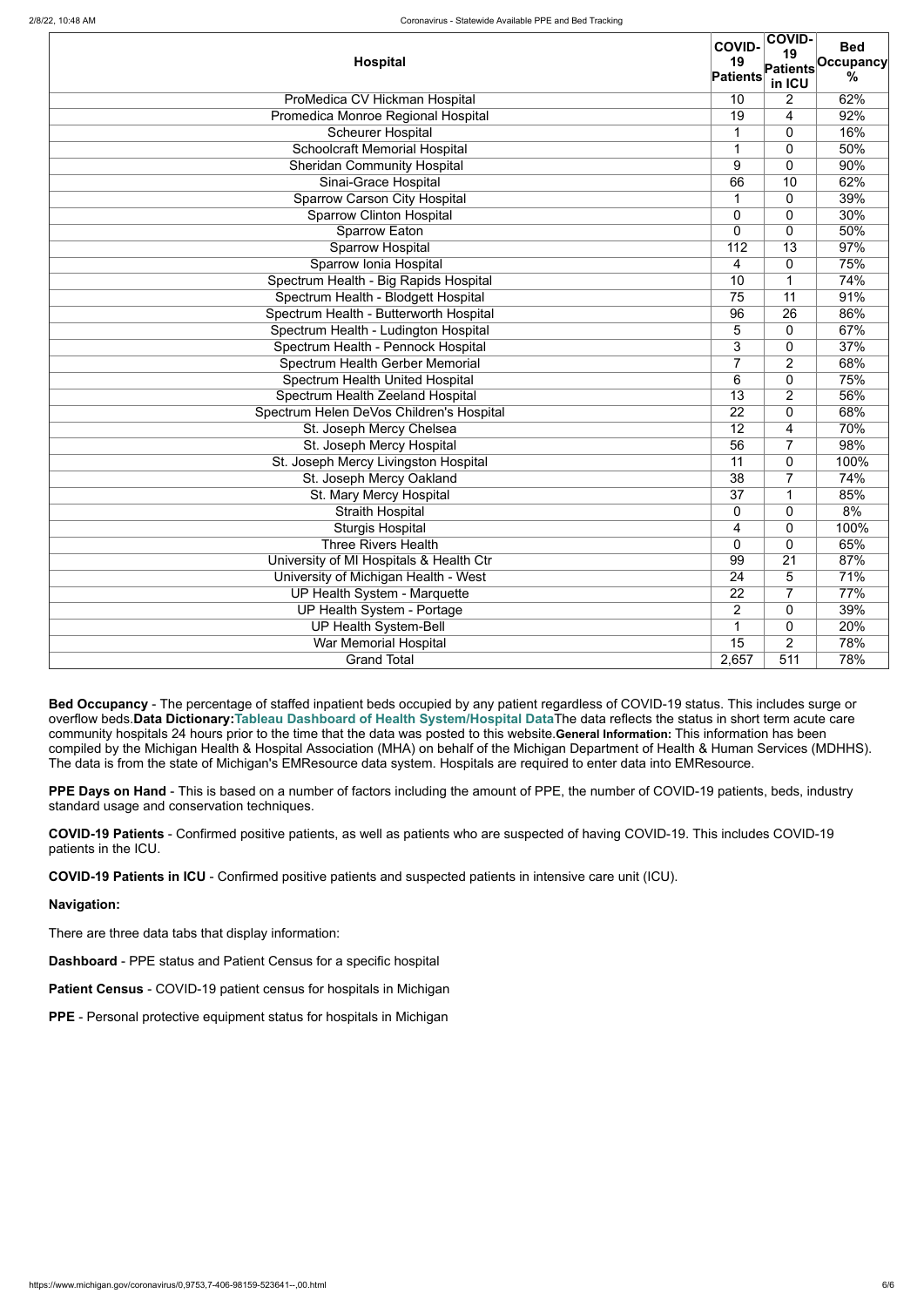| Hospital | COVID-19 Patients | COVID-19 Patients in ICU | Bed Occupancy % |
|---|---|---|---|
| ProMedica CV Hickman Hospital | 10 | 2 | 62% |
| Promedica Monroe Regional Hospital | 19 | 4 | 92% |
| Scheurer Hospital | 1 | 0 | 16% |
| Schoolcraft Memorial Hospital | 1 | 0 | 50% |
| Sheridan Community Hospital | 9 | 0 | 90% |
| Sinai-Grace Hospital | 66 | 10 | 62% |
| Sparrow Carson City Hospital | 1 | 0 | 39% |
| Sparrow Clinton Hospital | 0 | 0 | 30% |
| Sparrow Eaton | 0 | 0 | 50% |
| Sparrow Hospital | 112 | 13 | 97% |
| Sparrow Ionia Hospital | 4 | 0 | 75% |
| Spectrum Health - Big Rapids Hospital | 10 | 1 | 74% |
| Spectrum Health - Blodgett Hospital | 75 | 11 | 91% |
| Spectrum Health - Butterworth Hospital | 96 | 26 | 86% |
| Spectrum Health - Ludington Hospital | 5 | 0 | 67% |
| Spectrum Health - Pennock Hospital | 3 | 0 | 37% |
| Spectrum Health Gerber Memorial | 7 | 2 | 68% |
| Spectrum Health United Hospital | 6 | 0 | 75% |
| Spectrum Health Zeeland Hospital | 13 | 2 | 56% |
| Spectrum Helen DeVos Children's Hospital | 22 | 0 | 68% |
| St. Joseph Mercy Chelsea | 12 | 4 | 70% |
| St. Joseph Mercy Hospital | 56 | 7 | 98% |
| St. Joseph Mercy Livingston Hospital | 11 | 0 | 100% |
| St. Joseph Mercy Oakland | 38 | 7 | 74% |
| St. Mary Mercy Hospital | 37 | 1 | 85% |
| Straith Hospital | 0 | 0 | 8% |
| Sturgis Hospital | 4 | 0 | 100% |
| Three Rivers Health | 0 | 0 | 65% |
| University of MI Hospitals & Health Ctr | 99 | 21 | 87% |
| University of Michigan Health - West | 24 | 5 | 71% |
| UP Health System - Marquette | 22 | 7 | 77% |
| UP Health System - Portage | 2 | 0 | 39% |
| UP Health System-Bell | 1 | 0 | 20% |
| War Memorial Hospital | 15 | 2 | 78% |
| Grand Total | 2,657 | 511 | 78% |

**Bed Occupancy** - The percentage of staffed inpatient beds occupied by any patient regardless of COVID-19 status. This includes surge or overflow beds.**Data Dictionary:Tableau Dashboard of Health System/Hospital Data**The data reflects the status in short term acute care community hospitals 24 hours prior to the time that the data was posted to this website.**General Information:** This information has been compiled by the Michigan Health & Hospital Association (MHA) on behalf of the Michigan Department of Health & Human Services (MDHHS). The data is from the state of Michigan's EMResource data system. Hospitals are required to enter data into EMResource.

**PPE Days on Hand** - This is based on a number of factors including the amount of PPE, the number of COVID-19 patients, beds, industry standard usage and conservation techniques.

**COVID-19 Patients** - Confirmed positive patients, as well as patients who are suspected of having COVID-19. This includes COVID-19 patients in the ICU.

**COVID-19 Patients in ICU** - Confirmed positive patients and suspected patients in intensive care unit (ICU).

**Navigation:**

There are three data tabs that display information:

**Dashboard** - PPE status and Patient Census for a specific hospital

**Patient Census** - COVID-19 patient census for hospitals in Michigan

**PPE** - Personal protective equipment status for hospitals in Michigan